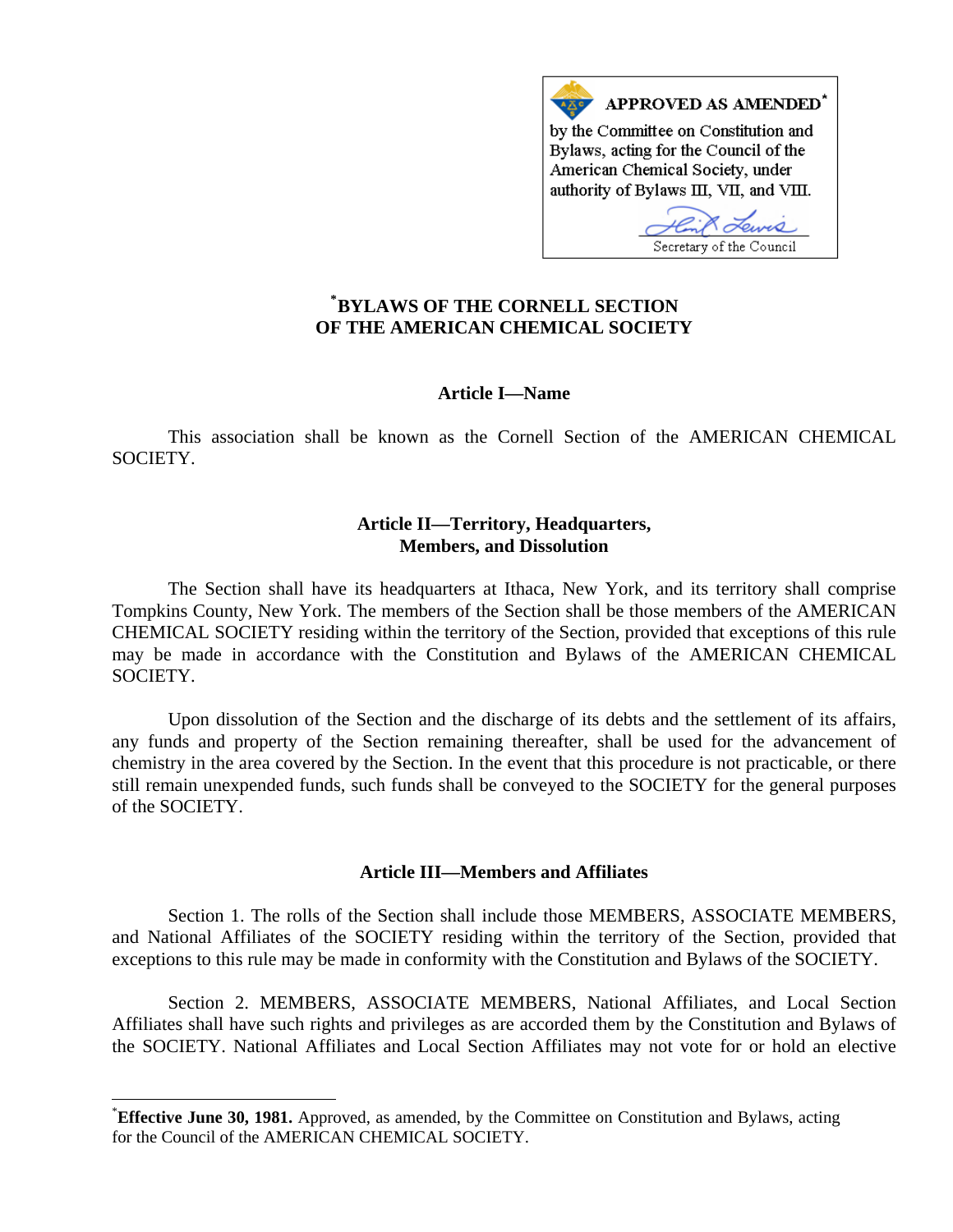**APPROVED AS AMENDED***

by the Committee on Constitution and Bylaws, acting for the Council of the American Chemical Society, under authority of Bylaws III, VII, and VIII.

Secretary of the Council

# *BYLAWS OF THE CORNELL SECTION OF THE AMERICAN CHEMICAL SOCIETY

## Article I—Name

This association shall be known as the Cornell Section of the AMERICAN CHEMICAL SOCIETY.

## Article II—Territory, Headquarters, Members, and Dissolution

The Section shall have its headquarters at Ithaca, New York, and its territory shall comprise Tompkins County, New York. The members of the Section shall be those members of the AMERICAN CHEMICAL SOCIETY residing within the territory of the Section, provided that exceptions of this rule may be made in accordance with the Constitution and Bylaws of the AMERICAN CHEMICAL SOCIETY.

Upon dissolution of the Section and the discharge of its debts and the settlement of its affairs, any funds and property of the Section remaining thereafter, shall be used for the advancement of chemistry in the area covered by the Section. In the event that this procedure is not practicable, or there still remain unexpended funds, such funds shall be conveyed to the SOCIETY for the general purposes of the SOCIETY.

## Article III—Members and Affiliates

Section 1. The rolls of the Section shall include those MEMBERS, ASSOCIATE MEMBERS, and National Affiliates of the SOCIETY residing within the territory of the Section, provided that exceptions to this rule may be made in conformity with the Constitution and Bylaws of the SOCIETY.

Section 2. MEMBERS, ASSOCIATE MEMBERS, National Affiliates, and Local Section Affiliates shall have such rights and privileges as are accorded them by the Constitution and Bylaws of the SOCIETY. National Affiliates and Local Section Affiliates may not vote for or hold an elective

---

***Effective June 30, 1981.** Approved, as amended, by the Committee on Constitution and Bylaws, acting for the Council of the AMERICAN CHEMICAL SOCIETY.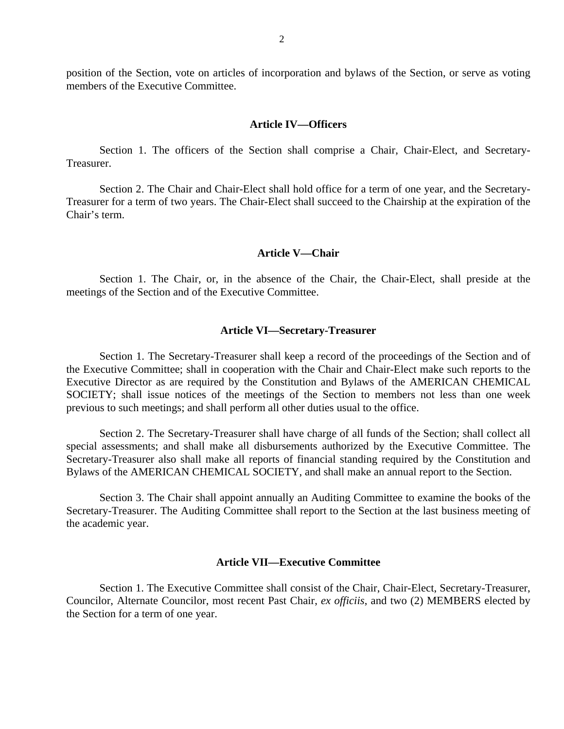position of the Section, vote on articles of incorporation and bylaws of the Section, or serve as voting members of the Executive Committee.

## Article IV—Officers

Section 1. The officers of the Section shall comprise a Chair, Chair-Elect, and Secretary-Treasurer.

Section 2. The Chair and Chair-Elect shall hold office for a term of one year, and the Secretary-Treasurer for a term of two years. The Chair-Elect shall succeed to the Chairship at the expiration of the Chair's term.

## Article V—Chair

Section 1. The Chair, or, in the absence of the Chair, the Chair-Elect, shall preside at the meetings of the Section and of the Executive Committee.

## Article VI—Secretary-Treasurer

Section 1. The Secretary-Treasurer shall keep a record of the proceedings of the Section and of the Executive Committee; shall in cooperation with the Chair and Chair-Elect make such reports to the Executive Director as are required by the Constitution and Bylaws of the AMERICAN CHEMICAL SOCIETY; shall issue notices of the meetings of the Section to members not less than one week previous to such meetings; and shall perform all other duties usual to the office.

Section 2. The Secretary-Treasurer shall have charge of all funds of the Section; shall collect all special assessments; and shall make all disbursements authorized by the Executive Committee. The Secretary-Treasurer also shall make all reports of financial standing required by the Constitution and Bylaws of the AMERICAN CHEMICAL SOCIETY, and shall make an annual report to the Section.

Section 3. The Chair shall appoint annually an Auditing Committee to examine the books of the Secretary-Treasurer. The Auditing Committee shall report to the Section at the last business meeting of the academic year.

## Article VII—Executive Committee

Section 1. The Executive Committee shall consist of the Chair, Chair-Elect, Secretary-Treasurer, Councilor, Alternate Councilor, most recent Past Chair, *ex officiis*, and two (2) MEMBERS elected by the Section for a term of one year.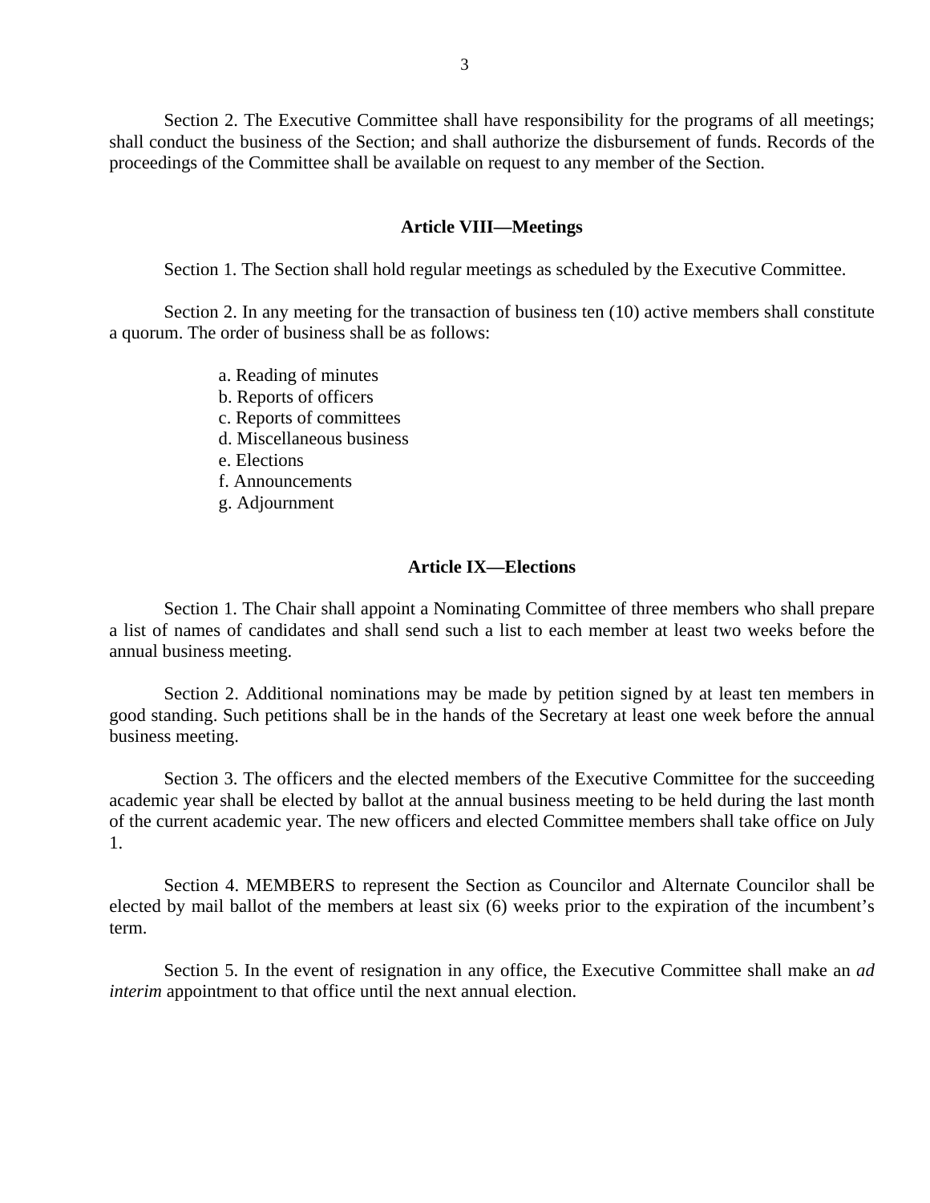Section 2. The Executive Committee shall have responsibility for the programs of all meetings; shall conduct the business of the Section; and shall authorize the disbursement of funds. Records of the proceedings of the Committee shall be available on request to any member of the Section.

## Article VIII—Meetings

Section 1. The Section shall hold regular meetings as scheduled by the Executive Committee.

Section 2. In any meeting for the transaction of business ten (10) active members shall constitute a quorum. The order of business shall be as follows:

a. Reading of minutes
b. Reports of officers
c. Reports of committees
d. Miscellaneous business
e. Elections
f. Announcements
g. Adjournment

## Article IX—Elections

Section 1. The Chair shall appoint a Nominating Committee of three members who shall prepare a list of names of candidates and shall send such a list to each member at least two weeks before the annual business meeting.

Section 2. Additional nominations may be made by petition signed by at least ten members in good standing. Such petitions shall be in the hands of the Secretary at least one week before the annual business meeting.

Section 3. The officers and the elected members of the Executive Committee for the succeeding academic year shall be elected by ballot at the annual business meeting to be held during the last month of the current academic year. The new officers and elected Committee members shall take office on July 1.

Section 4. MEMBERS to represent the Section as Councilor and Alternate Councilor shall be elected by mail ballot of the members at least six (6) weeks prior to the expiration of the incumbent's term.

Section 5. In the event of resignation in any office, the Executive Committee shall make an *ad interim* appointment to that office until the next annual election.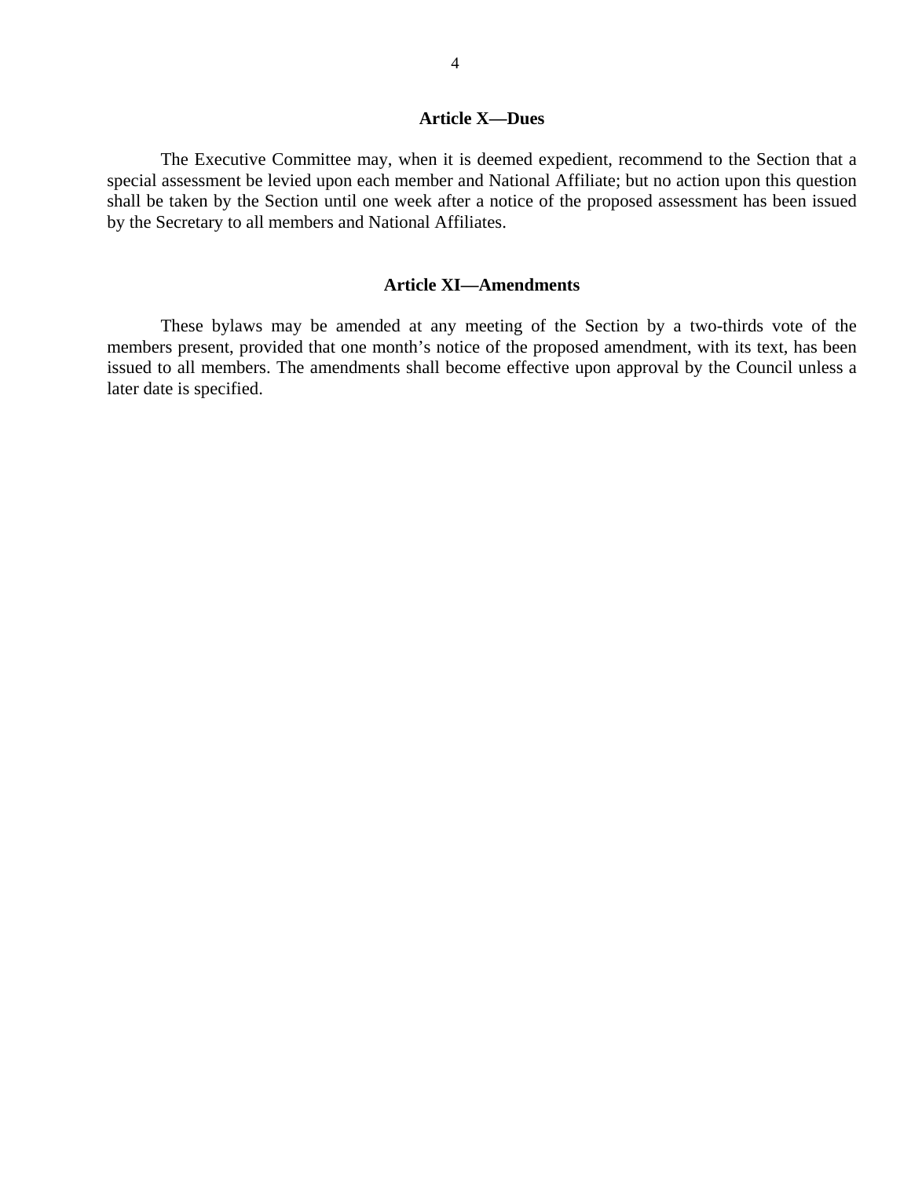## Article X—Dues

The Executive Committee may, when it is deemed expedient, recommend to the Section that a special assessment be levied upon each member and National Affiliate; but no action upon this question shall be taken by the Section until one week after a notice of the proposed assessment has been issued by the Secretary to all members and National Affiliates.

## Article XI—Amendments

These bylaws may be amended at any meeting of the Section by a two-thirds vote of the members present, provided that one month's notice of the proposed amendment, with its text, has been issued to all members. The amendments shall become effective upon approval by the Council unless a later date is specified.